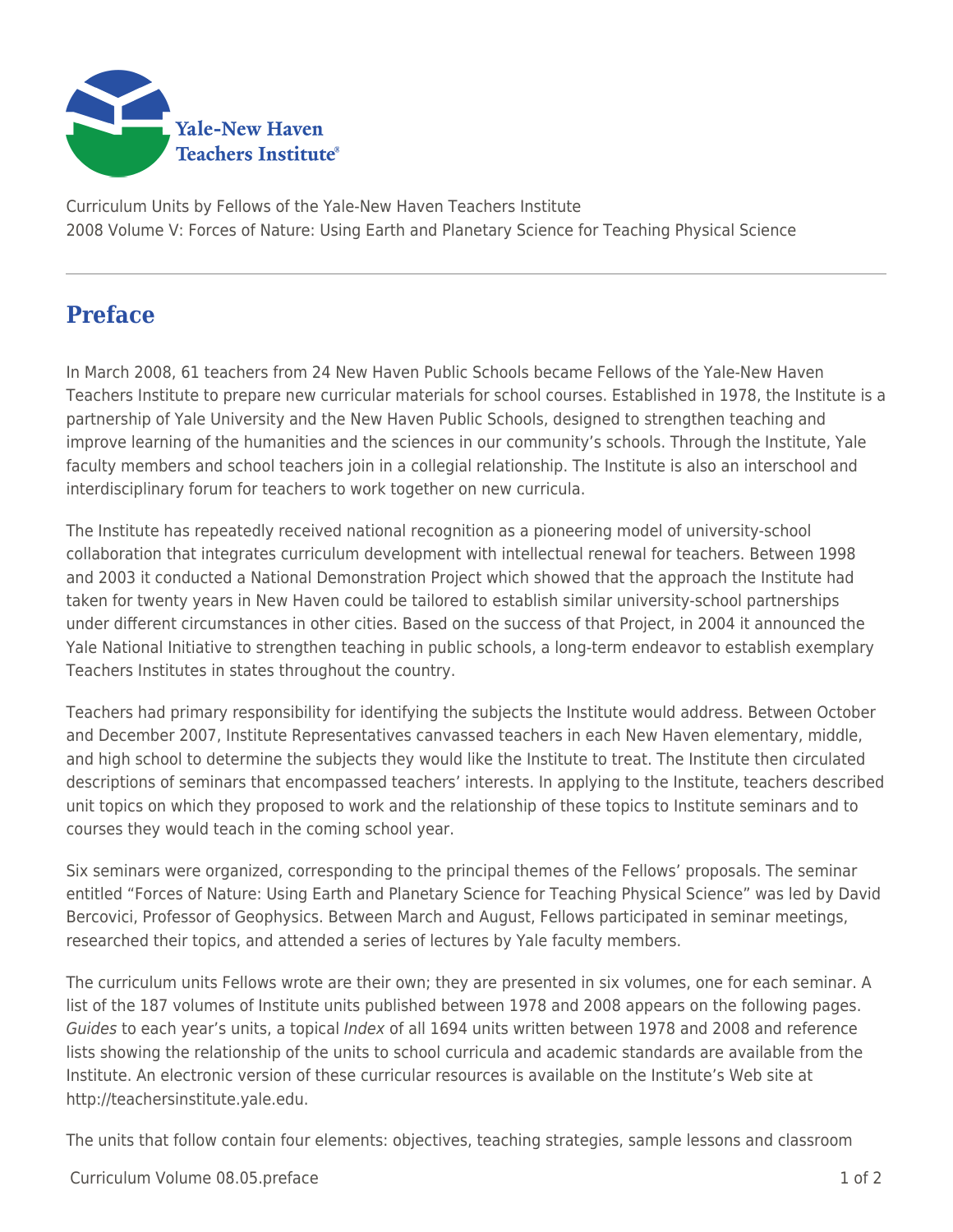Curriculum Units by Fellows of the Yale-New Haven Teachers Institute
2008 Volume V: Forces of Nature: Using Earth and Planetary Science for Teaching Physical Science

# Preface

In March 2008, 61 teachers from 24 New Haven Public Schools became Fellows of the Yale-New Haven Teachers Institute to prepare new curricular materials for school courses. Established in 1978, the Institute is a partnership of Yale University and the New Haven Public Schools, designed to strengthen teaching and improve learning of the humanities and the sciences in our community's schools. Through the Institute, Yale faculty members and school teachers join in a collegial relationship. The Institute is also an interschool and interdisciplinary forum for teachers to work together on new curricula.

The Institute has repeatedly received national recognition as a pioneering model of university-school collaboration that integrates curriculum development with intellectual renewal for teachers. Between 1998 and 2003 it conducted a National Demonstration Project which showed that the approach the Institute had taken for twenty years in New Haven could be tailored to establish similar university-school partnerships under different circumstances in other cities. Based on the success of that Project, in 2004 it announced the Yale National Initiative to strengthen teaching in public schools, a long-term endeavor to establish exemplary Teachers Institutes in states throughout the country.

Teachers had primary responsibility for identifying the subjects the Institute would address. Between October and December 2007, Institute Representatives canvassed teachers in each New Haven elementary, middle, and high school to determine the subjects they would like the Institute to treat. The Institute then circulated descriptions of seminars that encompassed teachers' interests. In applying to the Institute, teachers described unit topics on which they proposed to work and the relationship of these topics to Institute seminars and to courses they would teach in the coming school year.

Six seminars were organized, corresponding to the principal themes of the Fellows' proposals. The seminar entitled "Forces of Nature: Using Earth and Planetary Science for Teaching Physical Science" was led by David Bercovici, Professor of Geophysics. Between March and August, Fellows participated in seminar meetings, researched their topics, and attended a series of lectures by Yale faculty members.

The curriculum units Fellows wrote are their own; they are presented in six volumes, one for each seminar. A list of the 187 volumes of Institute units published between 1978 and 2008 appears on the following pages. *Guides* to each year's units, a topical *Index* of all 1694 units written between 1978 and 2008 and reference lists showing the relationship of the units to school curricula and academic standards are available from the Institute. An electronic version of these curricular resources is available on the Institute's Web site at http://teachersinstitute.yale.edu.

The units that follow contain four elements: objectives, teaching strategies, sample lessons and classroom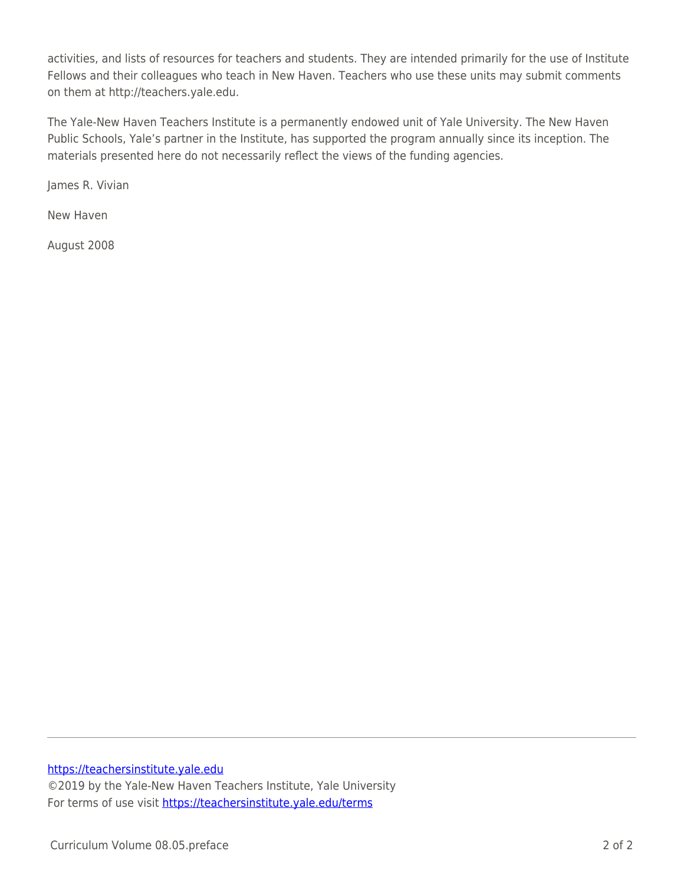activities, and lists of resources for teachers and students. They are intended primarily for the use of Institute Fellows and their colleagues who teach in New Haven. Teachers who use these units may submit comments on them at http://teachers.yale.edu.

The Yale-New Haven Teachers Institute is a permanently endowed unit of Yale University. The New Haven Public Schools, Yale's partner in the Institute, has supported the program annually since its inception. The materials presented here do not necessarily reflect the views of the funding agencies.

James R. Vivian

New Haven

August 2008

https://teachersinstitute.yale.edu
©2019 by the Yale-New Haven Teachers Institute, Yale University
For terms of use visit https://teachersinstitute.yale.edu/terms